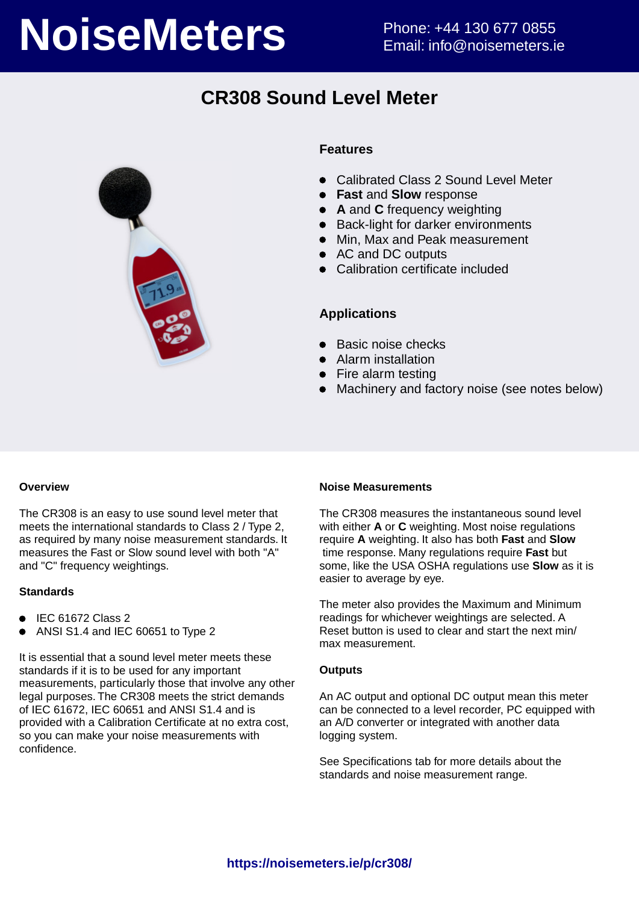# NoiseMeters

Phone: +44 130 677 0855
Email: info@noisemeters.ie

## CR308 Sound Level Meter

### Features

- Calibrated Class 2 Sound Level Meter
- **Fast** and **Slow** response
- **A** and **C** frequency weighting
- Back-light for darker environments
- Min, Max and Peak measurement
- AC and DC outputs
- Calibration certificate included

### Applications

- Basic noise checks
- Alarm installation
- Fire alarm testing
- Machinery and factory noise (see notes below)

#### Overview

The CR308 is an easy to use sound level meter that meets the international standards to Class 2 / Type 2, as required by many noise measurement standards. It measures the Fast or Slow sound level with both "A" and "C" frequency weightings.

#### Standards

- IEC 61672 Class 2
- ANSI S1.4 and IEC 60651 to Type 2

It is essential that a sound level meter meets these standards if it is to be used for any important measurements, particularly those that involve any other legal purposes. The CR308 meets the strict demands of IEC 61672, IEC 60651 and ANSI S1.4 and is provided with a Calibration Certificate at no extra cost, so you can make your noise measurements with confidence.

#### Noise Measurements

The CR308 measures the instantaneous sound level with either **A** or **C** weighting. Most noise regulations require **A** weighting. It also has both **Fast** and **Slow** time response. Many regulations require **Fast** but some, like the USA OSHA regulations use **Slow** as it is easier to average by eye.

The meter also provides the Maximum and Minimum readings for whichever weightings are selected. A Reset button is used to clear and start the next min/max measurement.

#### Outputs

An AC output and optional DC output mean this meter can be connected to a level recorder, PC equipped with an A/D converter or integrated with another data logging system.

See Specifications tab for more details about the standards and noise measurement range.

**https://noisemeters.ie/p/cr308/**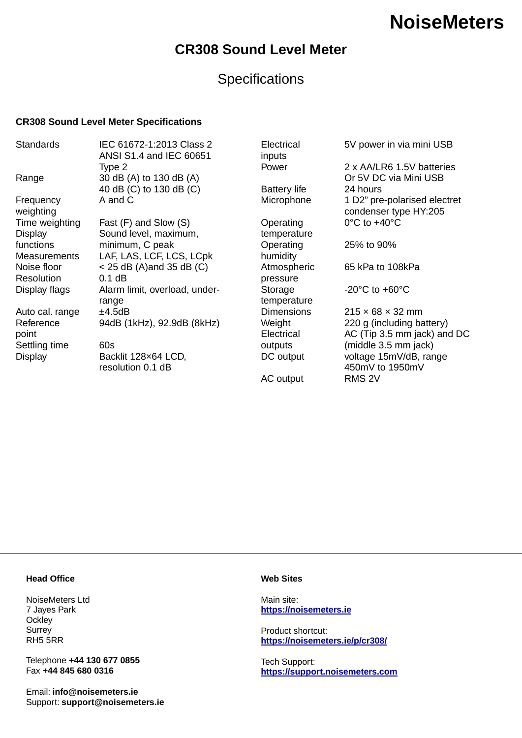# CR308 Sound Level Meter

## Specifications

### CR308 Sound Level Meter Specifications

| | |
|---|---|
| Standards | IEC 61672-1:2013 Class 2<br>ANSI S1.4 and IEC 60651 Type 2 |
| Range | 30 dB (A) to 130 dB (A)<br>40 dB (C) to 130 dB (C) |
| Frequency weighting | A and C |
| Time weighting | Fast (F) and Slow (S) |
| Display functions | Sound level, maximum, minimum, C peak |
| Measurements | LAF, LAS, LCF, LCS, LCpk |
| Noise floor | < 25 dB (A)and 35 dB (C) |
| Resolution | 0.1 dB |
| Display flags | Alarm limit, overload, under-range |
| Auto cal. range | ±4.5dB |
| Reference point | 94dB (1kHz), 92.9dB (8kHz) |
| Settling time | 60s |
| Display | Backlit 128×64 LCD, resolution 0.1 dB |
| Electrical inputs | 5V power in via mini USB |
| Power | 2 x AA/LR6 1.5V batteries<br>Or 5V DC via Mini USB |
| Battery life | 24 hours |
| Microphone | 1 D2" pre-polarised electret condenser type HY:205 |
| Operating temperature | 0°C to +40°C |
| Operating humidity | 25% to 90% |
| Atmospheric pressure | 65 kPa to 108kPa |
| Storage temperature | -20°C to +60°C |
| Dimensions | 215 × 68 × 32 mm |
| Weight | 220 g (including battery) |
| Electrical outputs | AC (Tip 3.5 mm jack) and DC (middle 3.5 mm jack) |
| DC output | voltage 15mV/dB, range 450mV to 1950mV |
| AC output | RMS 2V |

**Head Office**

NoiseMeters Ltd
7 Jayes Park
Ockley
Surrey
RH5 5RR

Telephone **+44 130 677 0855**
Fax **+44 845 680 0316**

Email: **info@noisemeters.ie**
Support: **support@noisemeters.ie**

**Web Sites**

Main site:
**https://noisemeters.ie**

Product shortcut:
**https://noisemeters.ie/p/cr308/**

Tech Support:
**https://support.noisemeters.com**